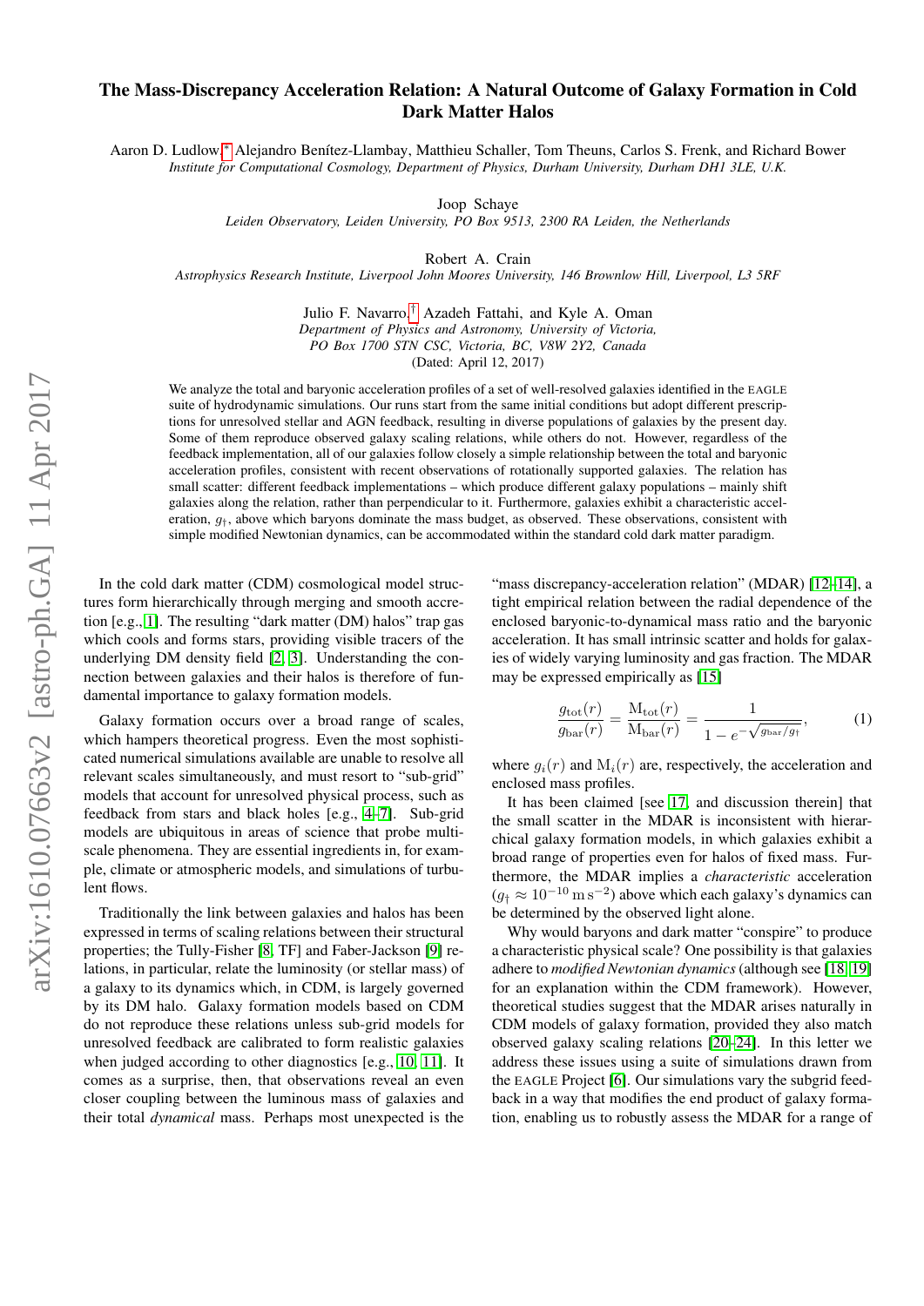# The Mass-Discrepancy Acceleration Relation: A Natural Outcome of Galaxy Formation in Cold Dark Matter Halos

Aaron D. Ludlow,* Alejandro Benítez-Llambay, Matthieu Schaller, Tom Theuns, Carlos S. Frenk, and Richard Bower
*Institute for Computational Cosmology, Department of Physics, Durham University, Durham DH1 3LE, U.K.*

Joop Schaye
*Leiden Observatory, Leiden University, PO Box 9513, 2300 RA Leiden, the Netherlands*

Robert A. Crain
*Astrophysics Research Institute, Liverpool John Moores University, 146 Brownlow Hill, Liverpool, L3 5RF*

Julio F. Navarro,† Azadeh Fattahi, and Kyle A. Oman
*Department of Physics and Astronomy, University of Victoria, PO Box 1700 STN CSC, Victoria, BC, V8W 2Y2, Canada*

(Dated: April 12, 2017)

We analyze the total and baryonic acceleration profiles of a set of well-resolved galaxies identified in the EAGLE suite of hydrodynamic simulations. Our runs start from the same initial conditions but adopt different prescriptions for unresolved stellar and AGN feedback, resulting in diverse populations of galaxies by the present day. Some of them reproduce observed galaxy scaling relations, while others do not. However, regardless of the feedback implementation, all of our galaxies follow closely a simple relationship between the total and baryonic acceleration profiles, consistent with recent observations of rotationally supported galaxies. The relation has small scatter: different feedback implementations – which produce different galaxy populations – mainly shift galaxies along the relation, rather than perpendicular to it. Furthermore, galaxies exhibit a characteristic acceleration, $g_\dagger$, above which baryons dominate the mass budget, as observed. These observations, consistent with simple modified Newtonian dynamics, can be accommodated within the standard cold dark matter paradigm.

In the cold dark matter (CDM) cosmological model structures form hierarchically through merging and smooth accretion [e.g., 1]. The resulting "dark matter (DM) halos" trap gas which cools and forms stars, providing visible tracers of the underlying DM density field [2, 3]. Understanding the connection between galaxies and their halos is therefore of fundamental importance to galaxy formation models.

Galaxy formation occurs over a broad range of scales, which hampers theoretical progress. Even the most sophisticated numerical simulations available are unable to resolve all relevant scales simultaneously, and must resort to "sub-grid" models that account for unresolved physical process, such as feedback from stars and black holes [e.g., 4–7]. Sub-grid models are ubiquitous in areas of science that probe multi-scale phenomena. They are essential ingredients in, for example, climate or atmospheric models, and simulations of turbulent flows.

Traditionally the link between galaxies and halos has been expressed in terms of scaling relations between their structural properties; the Tully-Fisher [8, TF] and Faber-Jackson [9] relations, in particular, relate the luminosity (or stellar mass) of a galaxy to its dynamics which, in CDM, is largely governed by its DM halo. Galaxy formation models based on CDM do not reproduce these relations unless sub-grid models for unresolved feedback are calibrated to form realistic galaxies when judged according to other diagnostics [e.g., 10, 11]. It comes as a surprise, then, that observations reveal an even closer coupling between the luminous mass of galaxies and their total *dynamical* mass. Perhaps most unexpected is the "mass discrepancy-acceleration relation" (MDAR) [12–14], a tight empirical relation between the radial dependence of the enclosed baryonic-to-dynamical mass ratio and the baryonic acceleration. It has small intrinsic scatter and holds for galaxies of widely varying luminosity and gas fraction. The MDAR may be expressed empirically as [15]

$$\frac{g_{\rm tot}(r)}{g_{\rm bar}(r)} = \frac{{\rm M}_{\rm tot}(r)}{{\rm M}_{\rm bar}(r)} = \frac{1}{1 - e^{-\sqrt{g_{\rm bar}/g_\dagger}}}, \qquad (1)$$

where $g_i(r)$ and ${\rm M}_i(r)$ are, respectively, the acceleration and enclosed mass profiles.

It has been claimed [see 17, and discussion therein] that the small scatter in the MDAR is inconsistent with hierarchical galaxy formation models, in which galaxies exhibit a broad range of properties even for halos of fixed mass. Furthermore, the MDAR implies a *characteristic* acceleration ($g_\dagger \approx 10^{-10}\,{\rm m\,s^{-2}}$) above which each galaxy's dynamics can be determined by the observed light alone.

Why would baryons and dark matter "conspire" to produce a characteristic physical scale? One possibility is that galaxies adhere to *modified Newtonian dynamics* (although see [18, 19] for an explanation within the CDM framework). However, theoretical studies suggest that the MDAR arises naturally in CDM models of galaxy formation, provided they also match observed galaxy scaling relations [20–24]. In this letter we address these issues using a suite of simulations drawn from the EAGLE Project [6]. Our simulations vary the subgrid feedback in a way that modifies the end product of galaxy formation, enabling us to robustly assess the MDAR for a range of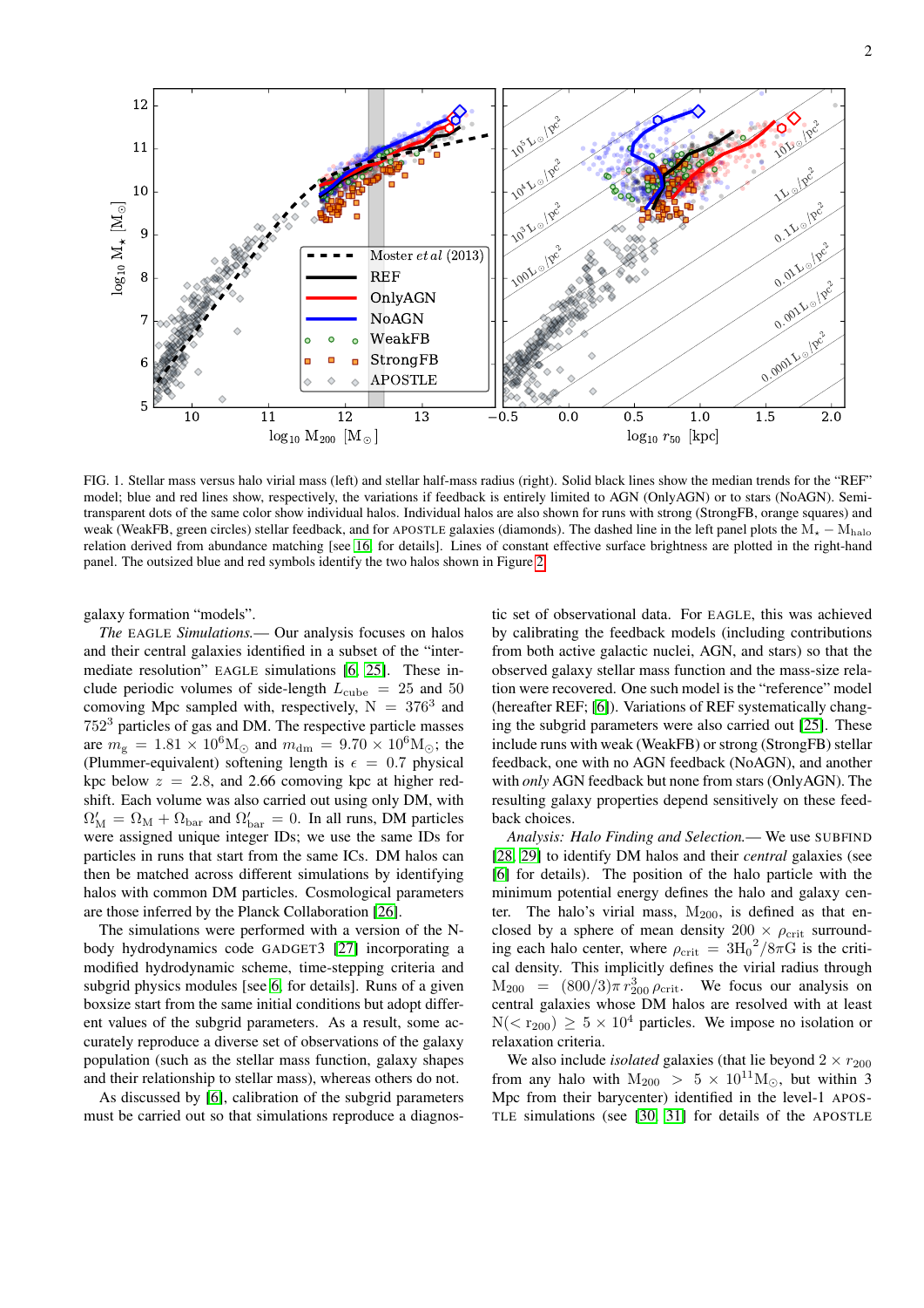FIG. 1. Stellar mass versus halo virial mass (left) and stellar half-mass radius (right). Solid black lines show the median trends for the "REF" model; blue and red lines show, respectively, the variations if feedback is entirely limited to AGN (OnlyAGN) or to stars (NoAGN). Semi-transparent dots of the same color show individual halos. Individual halos are also shown for runs with strong (StrongFB, orange squares) and weak (WeakFB, green circles) stellar feedback, and for APOSTLE galaxies (diamonds). The dashed line in the left panel plots the $M_\star - M_{\rm halo}$ relation derived from abundance matching [see [16] for details]. Lines of constant effective surface brightness are plotted in the right-hand panel. The outsized blue and red symbols identify the two halos shown in Figure 2.

galaxy formation "models".

*The* EAGLE *Simulations.*— Our analysis focuses on halos and their central galaxies identified in a subset of the "intermediate resolution" EAGLE simulations [6, 25]. These include periodic volumes of side-length $L_{\rm cube} = 25$ and 50 comoving Mpc sampled with, respectively, $N = 376^3$ and $752^3$ particles of gas and DM. The respective particle masses are $m_{\rm g} = 1.81 \times 10^6 {\rm M}_\odot$ and $m_{\rm dm} = 9.70 \times 10^6 {\rm M}_\odot$; the (Plummer-equivalent) softening length is $\epsilon = 0.7$ physical kpc below $z = 2.8$, and 2.66 comoving kpc at higher redshift. Each volume was also carried out using only DM, with $\Omega'_{\rm M} = \Omega_{\rm M} + \Omega_{\rm bar}$ and $\Omega'_{\rm bar} = 0$. In all runs, DM particles were assigned unique integer IDs; we use the same IDs for particles in runs that start from the same ICs. DM halos can then be matched across different simulations by identifying halos with common DM particles. Cosmological parameters are those inferred by the Planck Collaboration [26].

The simulations were performed with a version of the N-body hydrodynamics code GADGET3 [27] incorporating a modified hydrodynamic scheme, time-stepping criteria and subgrid physics modules [see [6] for details]. Runs of a given boxsize start from the same initial conditions but adopt different values of the subgrid parameters. As a result, some accurately reproduce a diverse set of observations of the galaxy population (such as the stellar mass function, galaxy shapes and their relationship to stellar mass), whereas others do not.

As discussed by [6], calibration of the subgrid parameters must be carried out so that simulations reproduce a diagnostic set of observational data. For EAGLE, this was achieved by calibrating the feedback models (including contributions from both active galactic nuclei, AGN, and stars) so that the observed galaxy stellar mass function and the mass-size relation were recovered. One such model is the "reference" model (hereafter REF; [6]). Variations of REF systematically changing the subgrid parameters were also carried out [25]. These include runs with weak (WeakFB) or strong (StrongFB) stellar feedback, one with no AGN feedback (NoAGN), and another with *only* AGN feedback but none from stars (OnlyAGN). The resulting galaxy properties depend sensitively on these feedback choices.

*Analysis: Halo Finding and Selection.*— We use SUBFIND [28, 29] to identify DM halos and their *central* galaxies (see [6] for details). The position of the halo particle with the minimum potential energy defines the halo and galaxy center. The halo's virial mass, $M_{200}$, is defined as that enclosed by a sphere of mean density $200 \times \rho_{\rm crit}$ surrounding each halo center, where $\rho_{\rm crit} = 3{\rm H}_0{}^2/8\pi{\rm G}$ is the critical density. This implicitly defines the virial radius through $M_{200} = (800/3)\pi\, r_{200}^3\, \rho_{\rm crit}$. We focus our analysis on central galaxies whose DM halos are resolved with at least $N(< r_{200}) \geq 5 \times 10^4$ particles. We impose no isolation or relaxation criteria.

We also include *isolated* galaxies (that lie beyond $2 \times r_{200}$ from any halo with $M_{200} > 5 \times 10^{11} {\rm M}_\odot$, but within 3 Mpc from their barycenter) identified in the level-1 APOSTLE simulations (see [30, 31] for details of the APOSTLE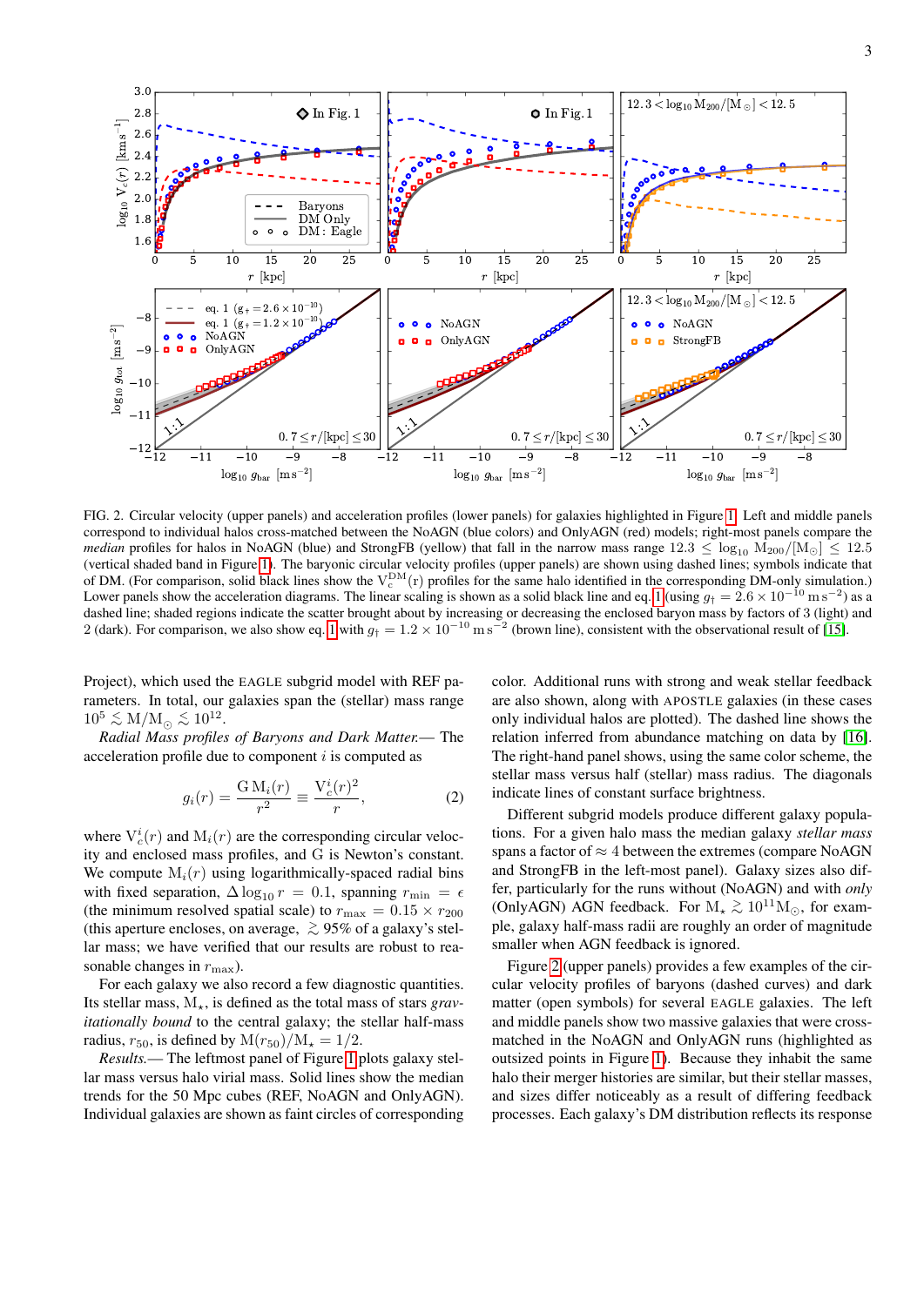FIG. 2. Circular velocity (upper panels) and acceleration profiles (lower panels) for galaxies highlighted in Figure 1. Left and middle panels correspond to individual halos cross-matched between the NoAGN (blue colors) and OnlyAGN (red) models; right-most panels compare the *median* profiles for halos in NoAGN (blue) and StrongFB (yellow) that fall in the narrow mass range $12.3 \leq \log_{10} \mathrm{M}_{200}/[\mathrm{M}_\odot] \leq 12.5$ (vertical shaded band in Figure 1). The baryonic circular velocity profiles (upper panels) are shown using dashed lines; symbols indicate that of DM. (For comparison, solid black lines show the $\mathrm{V}_c^{\mathrm{DM}}(r)$ profiles for the same halo identified in the corresponding DM-only simulation.) Lower panels show the acceleration diagrams. The linear scaling is shown as a solid black line and eq. 1 (using $g_\dagger = 2.6 \times 10^{-10}\,\mathrm{m\,s^{-2}}$) as a dashed line; shaded regions indicate the scatter brought about by increasing or decreasing the enclosed baryon mass by factors of 3 (light) and 2 (dark). For comparison, we also show eq. 1 with $g_\dagger = 1.2 \times 10^{-10}\,\mathrm{m\,s^{-2}}$ (brown line), consistent with the observational result of [15].

Project), which used the EAGLE subgrid model with REF parameters. In total, our galaxies span the (stellar) mass range $10^5 \lesssim \mathrm{M}/\mathrm{M}_\odot \lesssim 10^{12}$.

*Radial Mass profiles of Baryons and Dark Matter.*— The acceleration profile due to component $i$ is computed as

$$g_i(r) = \frac{\mathrm{G}\,\mathrm{M}_i(r)}{r^2} \equiv \frac{\mathrm{V}_c^i(r)^2}{r}, \tag{2}$$

where $\mathrm{V}_c^i(r)$ and $\mathrm{M}_i(r)$ are the corresponding circular velocity and enclosed mass profiles, and G is Newton's constant. We compute $\mathrm{M}_i(r)$ using logarithmically-spaced radial bins with fixed separation, $\Delta \log_{10} r = 0.1$, spanning $r_{\min} = \epsilon$ (the minimum resolved spatial scale) to $r_{\max} = 0.15 \times r_{200}$ (this aperture encloses, on average, $\gtrsim 95\%$ of a galaxy's stellar mass; we have verified that our results are robust to reasonable changes in $r_{\max}$).

For each galaxy we also record a few diagnostic quantities. Its stellar mass, $\mathrm{M}_\star$, is defined as the total mass of stars *gravitationally bound* to the central galaxy; the stellar half-mass radius, $r_{50}$, is defined by $\mathrm{M}(r_{50})/\mathrm{M}_\star = 1/2$.

*Results.*— The leftmost panel of Figure 1 plots galaxy stellar mass versus halo virial mass. Solid lines show the median trends for the 50 Mpc cubes (REF, NoAGN and OnlyAGN). Individual galaxies are shown as faint circles of corresponding color. Additional runs with strong and weak stellar feedback are also shown, along with APOSTLE galaxies (in these cases only individual halos are plotted). The dashed line shows the relation inferred from abundance matching on data by [16]. The right-hand panel shows, using the same color scheme, the stellar mass versus half (stellar) mass radius. The diagonals indicate lines of constant surface brightness.

Different subgrid models produce different galaxy populations. For a given halo mass the median galaxy *stellar mass* spans a factor of $\approx 4$ between the extremes (compare NoAGN and StrongFB in the left-most panel). Galaxy sizes also differ, particularly for the runs without (NoAGN) and with *only* (OnlyAGN) AGN feedback. For $\mathrm{M}_\star \gtrsim 10^{11}\mathrm{M}_\odot$, for example, galaxy half-mass radii are roughly an order of magnitude smaller when AGN feedback is ignored.

Figure 2 (upper panels) provides a few examples of the circular velocity profiles of baryons (dashed curves) and dark matter (open symbols) for several EAGLE galaxies. The left and middle panels show two massive galaxies that were cross-matched in the NoAGN and OnlyAGN runs (highlighted as outsized points in Figure 1). Because they inhabit the same halo their merger histories are similar, but their stellar masses, and sizes differ noticeably as a result of differing feedback processes. Each galaxy's DM distribution reflects its response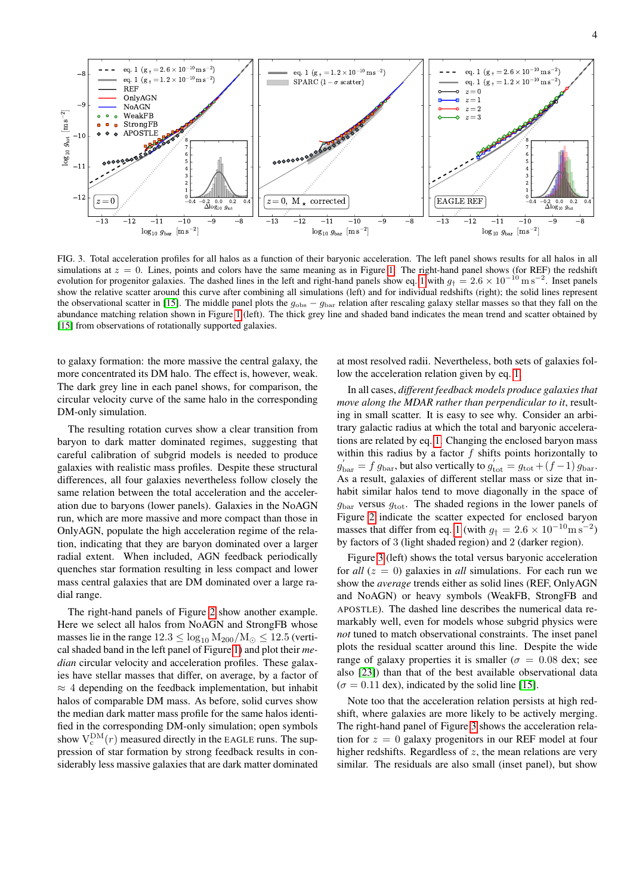FIG. 3. Total acceleration profiles for all halos as a function of their baryonic acceleration. The left panel shows results for all halos in all simulations at $z = 0$. Lines, points and colors have the same meaning as in Figure 1. The right-hand panel shows (for REF) the redshift evolution for progenitor galaxies. The dashed lines in the left and right-hand panels show eq. 1 with $g_\dagger = 2.6 \times 10^{-10}\,\mathrm{m\,s^{-2}}$. Inset panels show the relative scatter around this curve after combining all simulations (left) and for individual redshifts (right); the solid lines represent the observational scatter in [15]. The middle panel plots the $g_{\rm obs} - g_{\rm bar}$ relation after rescaling galaxy stellar masses so that they fall on the abundance matching relation shown in Figure 1 (left). The thick grey line and shaded band indicates the mean trend and scatter obtained by [15] from observations of rotationally supported galaxies.

to galaxy formation: the more massive the central galaxy, the more concentrated its DM halo. The effect is, however, weak. The dark grey line in each panel shows, for comparison, the circular velocity curve of the same halo in the corresponding DM-only simulation.

The resulting rotation curves show a clear transition from baryon to dark matter dominated regimes, suggesting that careful calibration of subgrid models is needed to produce galaxies with realistic mass profiles. Despite these structural differences, all four galaxies nevertheless follow closely the same relation between the total acceleration and the acceleration due to baryons (lower panels). Galaxies in the NoAGN run, which are more massive and more compact than those in OnlyAGN, populate the high acceleration regime of the relation, indicating that they are baryon dominated over a larger radial extent. When included, AGN feedback periodically quenches star formation resulting in less compact and lower mass central galaxies that are DM dominated over a large radial range.

The right-hand panels of Figure 2 show another example. Here we select all halos from NoAGN and StrongFB whose masses lie in the range $12.3 \leq \log_{10} \mathrm{M}_{200}/\mathrm{M}_\odot \leq 12.5$ (vertical shaded band in the left panel of Figure 1) and plot their *median* circular velocity and acceleration profiles. These galaxies have stellar masses that differ, on average, by a factor of $\approx 4$ depending on the feedback implementation, but inhabit halos of comparable DM mass. As before, solid curves show the median dark matter mass profile for the same halos identified in the corresponding DM-only simulation; open symbols show $\mathrm{V_c^{DM}}(r)$ measured directly in the EAGLE runs. The suppression of star formation by strong feedback results in considerably less massive galaxies that are dark matter dominated at most resolved radii. Nevertheless, both sets of galaxies follow the acceleration relation given by eq. 1.

In all cases, *different feedback models produce galaxies that move along the MDAR rather than perpendicular to it*, resulting in small scatter. It is easy to see why. Consider an arbitrary galactic radius at which the total and baryonic accelerations are related by eq. 1. Changing the enclosed baryon mass within this radius by a factor $f$ shifts points horizontally to $g^{'}_{\rm bar} = f\, g_{\rm bar}$, but also vertically to $g^{'}_{\rm tot} = g_{\rm tot} + (f-1)\, g_{\rm bar}$. As a result, galaxies of different stellar mass or size that inhabit similar halos tend to move diagonally in the space of $g_{\rm bar}$ versus $g_{\rm tot}$. The shaded regions in the lower panels of Figure 2 indicate the scatter expected for enclosed baryon masses that differ from eq. 1 (with $g_\dagger = 2.6 \times 10^{-10}\mathrm{m\,s^{-2}}$) by factors of 3 (light shaded region) and 2 (darker region).

Figure 3 (left) shows the total versus baryonic acceleration for *all* ($z = 0$) galaxies in *all* simulations. For each run we show the *average* trends either as solid lines (REF, OnlyAGN and NoAGN) or heavy symbols (WeakFB, StrongFB and APOSTLE). The dashed line describes the numerical data remarkably well, even for models whose subgrid physics were *not* tuned to match observational constraints. The inset panel plots the residual scatter around this line. Despite the wide range of galaxy properties it is smaller ($\sigma = 0.08$ dex; see also [23]) than that of the best available observational data ($\sigma = 0.11$ dex), indicated by the solid line [15].

Note too that the acceleration relation persists at high redshift, where galaxies are more likely to be actively merging. The right-hand panel of Figure 3 shows the acceleration relation for $z = 0$ galaxy progenitors in our REF model at four higher redshifts. Regardless of $z$, the mean relations are very similar. The residuals are also small (inset panel), but show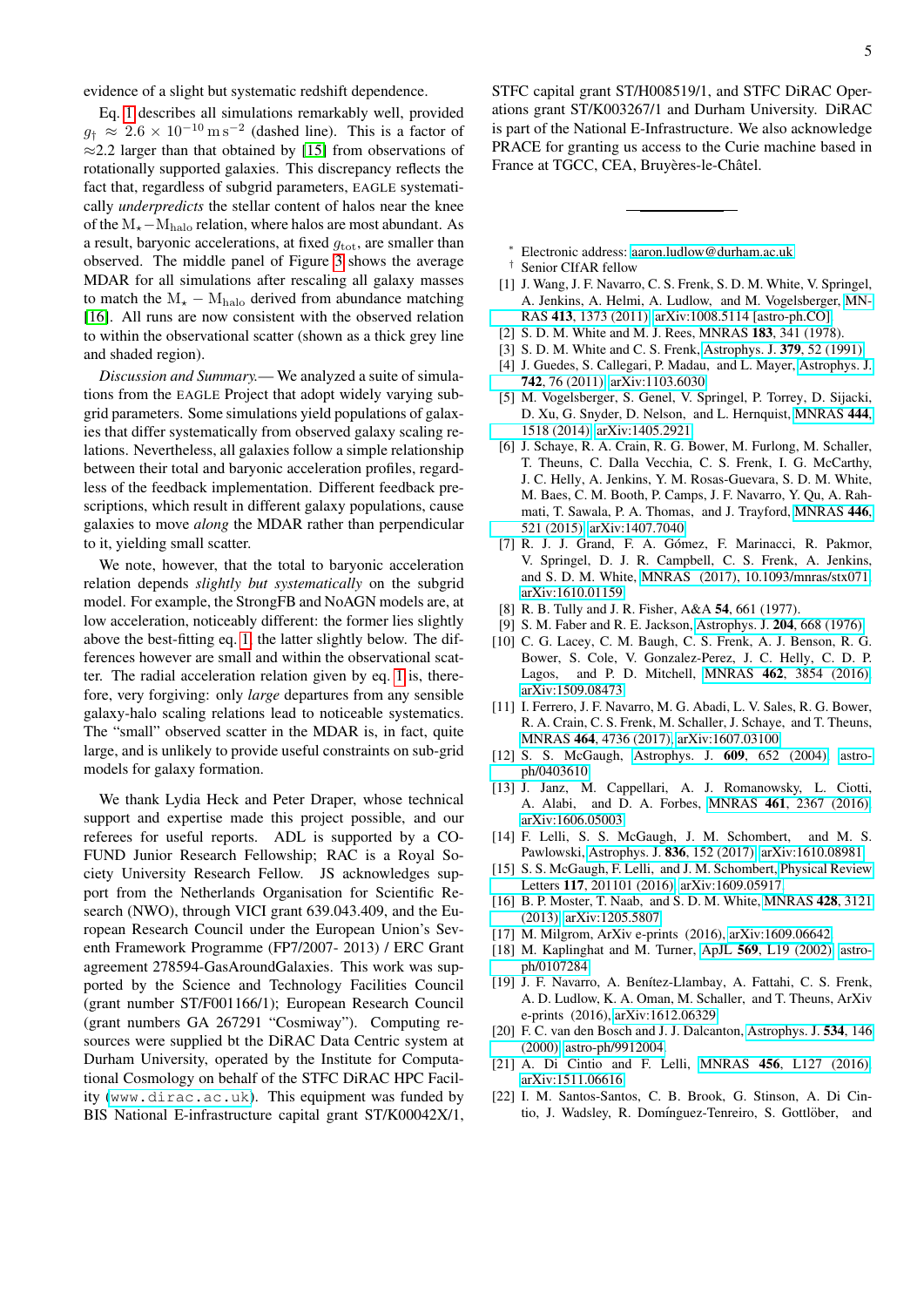evidence of a slight but systematic redshift dependence.

Eq. 1 describes all simulations remarkably well, provided $g_\dagger \approx 2.6 \times 10^{-10}\,\mathrm{m\,s^{-2}}$ (dashed line). This is a factor of $\approx$2.2 larger than that obtained by [15] from observations of rotationally supported galaxies. This discrepancy reflects the fact that, regardless of subgrid parameters, EAGLE systematically *underpredicts* the stellar content of halos near the knee of the $\mathrm{M}_\star - \mathrm{M}_{\mathrm{halo}}$ relation, where halos are most abundant. As a result, baryonic accelerations, at fixed $g_{\mathrm{tot}}$, are smaller than observed. The middle panel of Figure 3 shows the average MDAR for all simulations after rescaling all galaxy masses to match the $\mathrm{M}_\star - \mathrm{M}_{\mathrm{halo}}$ derived from abundance matching [16]. All runs are now consistent with the observed relation to within the observational scatter (shown as a thick grey line and shaded region).

*Discussion and Summary.*— We analyzed a suite of simulations from the EAGLE Project that adopt widely varying subgrid parameters. Some simulations yield populations of galaxies that differ systematically from observed galaxy scaling relations. Nevertheless, all galaxies follow a simple relationship between their total and baryonic acceleration profiles, regardless of the feedback implementation. Different feedback prescriptions, which result in different galaxy populations, cause galaxies to move *along* the MDAR rather than perpendicular to it, yielding small scatter.

We note, however, that the total to baryonic acceleration relation depends *slightly but systematically* on the subgrid model. For example, the StrongFB and NoAGN models are, at low acceleration, noticeably different: the former lies slightly above the best-fitting eq. 1, the latter slightly below. The differences however are small and within the observational scatter. The radial acceleration relation given by eq. 1 is, therefore, very forgiving: only *large* departures from any sensible galaxy-halo scaling relations lead to noticeable systematics. The "small" observed scatter in the MDAR is, in fact, quite large, and is unlikely to provide useful constraints on sub-grid models for galaxy formation.

We thank Lydia Heck and Peter Draper, whose technical support and expertise made this project possible, and our referees for useful reports. ADL is supported by a COFUND Junior Research Fellowship; RAC is a Royal Society University Research Fellow. JS acknowledges support from the Netherlands Organisation for Scientific Research (NWO), through VICI grant 639.043.409, and the European Research Council under the European Union's Seventh Framework Programme (FP7/2007- 2013) / ERC Grant agreement 278594-GasAroundGalaxies. This work was supported by the Science and Technology Facilities Council (grant number ST/F001166/1); European Research Council (grant numbers GA 267291 "Cosmiway"). Computing resources were supplied bt the DiRAC Data Centric system at Durham University, operated by the Institute for Computational Cosmology on behalf of the STFC DiRAC HPC Facility (`www.dirac.ac.uk`). This equipment was funded by BIS National E-infrastructure capital grant ST/K00042X/1, STFC capital grant ST/H008519/1, and STFC DiRAC Operations grant ST/K003267/1 and Durham University. DiRAC is part of the National E-Infrastructure. We also acknowledge PRACE for granting us access to the Curie machine based in France at TGCC, CEA, Bruyères-le-Châtel.

---

* Electronic address: aaron.ludlow@durham.ac.uk
† Senior CIfAR fellow

[1] J. Wang, J. F. Navarro, C. S. Frenk, S. D. M. White, V. Springel, A. Jenkins, A. Helmi, A. Ludlow, and M. Vogelsberger, MNRAS **413**, 1373 (2011), arXiv:1008.5114 [astro-ph.CO].
[2] S. D. M. White and M. J. Rees, MNRAS **183**, 341 (1978).
[3] S. D. M. White and C. S. Frenk, Astrophys. J. **379**, 52 (1991).
[4] J. Guedes, S. Callegari, P. Madau, and L. Mayer, Astrophys. J. **742**, 76 (2011), arXiv:1103.6030.
[5] M. Vogelsberger, S. Genel, V. Springel, P. Torrey, D. Sijacki, D. Xu, G. Snyder, D. Nelson, and L. Hernquist, MNRAS **444**, 1518 (2014), arXiv:1405.2921.
[6] J. Schaye, R. A. Crain, R. G. Bower, M. Furlong, M. Schaller, T. Theuns, C. Dalla Vecchia, C. S. Frenk, I. G. McCarthy, J. C. Helly, A. Jenkins, Y. M. Rosas-Guevara, S. D. M. White, M. Baes, C. M. Booth, P. Camps, J. F. Navarro, Y. Qu, A. Rahmati, T. Sawala, P. A. Thomas, and J. Trayford, MNRAS **446**, 521 (2015), arXiv:1407.7040.
[7] R. J. J. Grand, F. A. Gómez, F. Marinacci, R. Pakmor, V. Springel, D. J. R. Campbell, C. S. Frenk, A. Jenkins, and S. D. M. White, MNRAS (2017), 10.1093/mnras/stx071, arXiv:1610.01159.
[8] R. B. Tully and J. R. Fisher, A&A **54**, 661 (1977).
[9] S. M. Faber and R. E. Jackson, Astrophys. J. **204**, 668 (1976).
[10] C. G. Lacey, C. M. Baugh, C. S. Frenk, A. J. Benson, R. G. Bower, S. Cole, V. Gonzalez-Perez, J. C. Helly, C. D. P. Lagos, and P. D. Mitchell, MNRAS **462**, 3854 (2016), arXiv:1509.08473.
[11] I. Ferrero, J. F. Navarro, M. G. Abadi, L. V. Sales, R. G. Bower, R. A. Crain, C. S. Frenk, M. Schaller, J. Schaye, and T. Theuns, MNRAS **464**, 4736 (2017), arXiv:1607.03100.
[12] S. S. McGaugh, Astrophys. J. **609**, 652 (2004), astro-ph/0403610.
[13] J. Janz, M. Cappellari, A. J. Romanowsky, L. Ciotti, A. Alabi, and D. A. Forbes, MNRAS **461**, 2367 (2016), arXiv:1606.05003.
[14] F. Lelli, S. S. McGaugh, J. M. Schombert, and M. S. Pawlowski, Astrophys. J. **836**, 152 (2017), arXiv:1610.08981.
[15] S. S. McGaugh, F. Lelli, and J. M. Schombert, Physical Review Letters **117**, 201101 (2016), arXiv:1609.05917.
[16] B. P. Moster, T. Naab, and S. D. M. White, MNRAS **428**, 3121 (2013), arXiv:1205.5807.
[17] M. Milgrom, ArXiv e-prints (2016), arXiv:1609.06642.
[18] M. Kaplinghat and M. Turner, ApJL **569**, L19 (2002), astro-ph/0107284.
[19] J. F. Navarro, A. Benítez-Llambay, A. Fattahi, C. S. Frenk, A. D. Ludlow, K. A. Oman, M. Schaller, and T. Theuns, ArXiv e-prints (2016), arXiv:1612.06329.
[20] F. C. van den Bosch and J. J. Dalcanton, Astrophys. J. **534**, 146 (2000), astro-ph/9912004.
[21] A. Di Cintio and F. Lelli, MNRAS **456**, L127 (2016), arXiv:1511.06616.
[22] I. M. Santos-Santos, C. B. Brook, G. Stinson, A. Di Cintio, J. Wadsley, R. Domínguez-Tenreiro, S. Gottlöber, and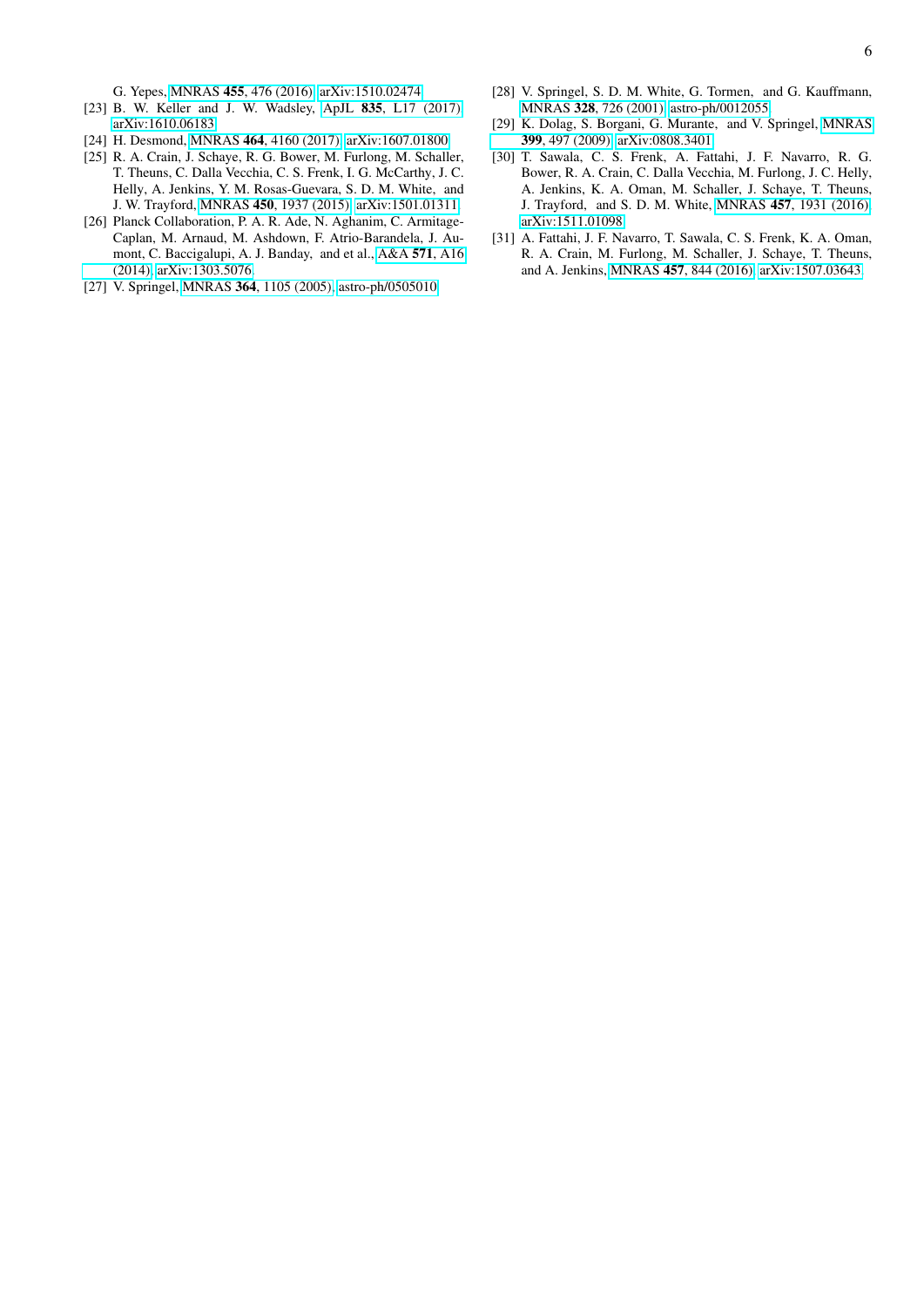G. Yepes, MNRAS **455**, 476 (2016), arXiv:1510.02474.

[23] B. W. Keller and J. W. Wadsley, ApJL **835**, L17 (2017), arXiv:1610.06183.

[24] H. Desmond, MNRAS **464**, 4160 (2017), arXiv:1607.01800.

[25] R. A. Crain, J. Schaye, R. G. Bower, M. Furlong, M. Schaller, T. Theuns, C. Dalla Vecchia, C. S. Frenk, I. G. McCarthy, J. C. Helly, A. Jenkins, Y. M. Rosas-Guevara, S. D. M. White, and J. W. Trayford, MNRAS **450**, 1937 (2015), arXiv:1501.01311.

[26] Planck Collaboration, P. A. R. Ade, N. Aghanim, C. Armitage-Caplan, M. Arnaud, M. Ashdown, F. Atrio-Barandela, J. Aumont, C. Baccigalupi, A. J. Banday, and et al., A&A **571**, A16 (2014), arXiv:1303.5076.

[27] V. Springel, MNRAS **364**, 1105 (2005), astro-ph/0505010.

[28] V. Springel, S. D. M. White, G. Tormen, and G. Kauffmann, MNRAS **328**, 726 (2001), astro-ph/0012055.

[29] K. Dolag, S. Borgani, G. Murante, and V. Springel, MNRAS **399**, 497 (2009), arXiv:0808.3401.

[30] T. Sawala, C. S. Frenk, A. Fattahi, J. F. Navarro, R. G. Bower, R. A. Crain, C. Dalla Vecchia, M. Furlong, J. C. Helly, A. Jenkins, K. A. Oman, M. Schaller, J. Schaye, T. Theuns, J. Trayford, and S. D. M. White, MNRAS **457**, 1931 (2016), arXiv:1511.01098.

[31] A. Fattahi, J. F. Navarro, T. Sawala, C. S. Frenk, K. A. Oman, R. A. Crain, M. Furlong, M. Schaller, J. Schaye, T. Theuns, and A. Jenkins, MNRAS **457**, 844 (2016), arXiv:1507.03643.